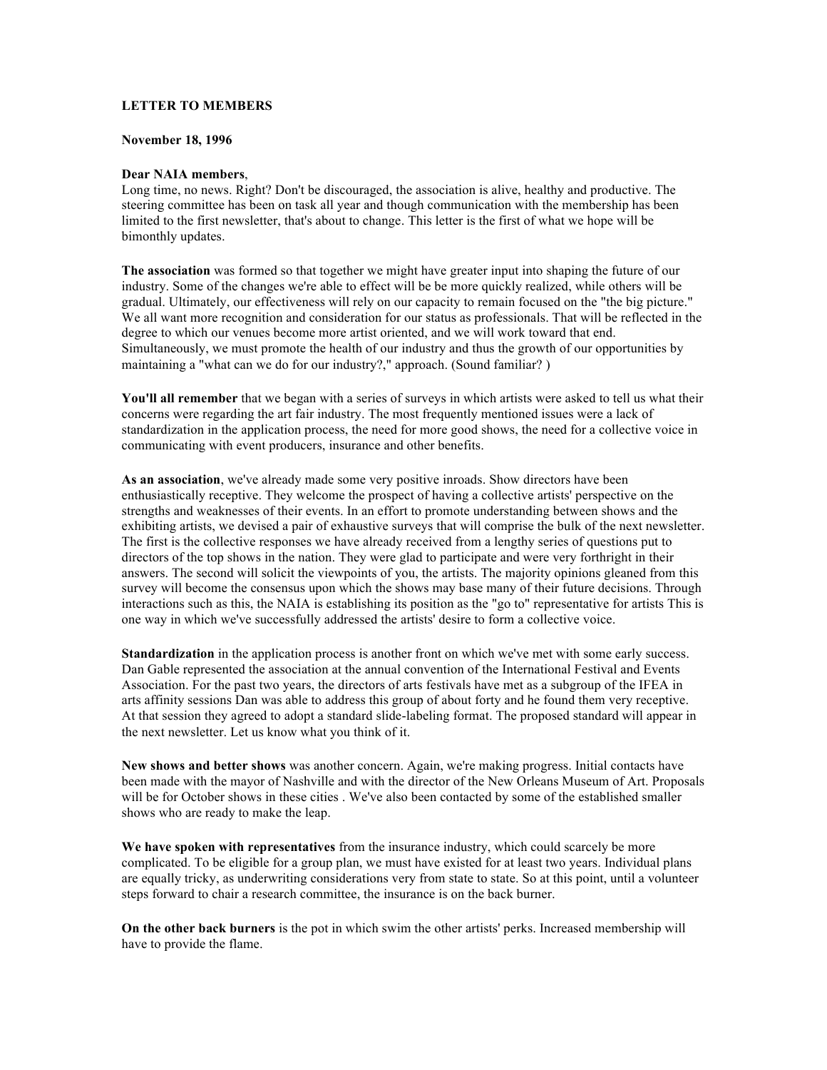**LETTER TO MEMBERS**

**November 18, 1996**

**Dear NAIA members**,
Long time, no news. Right? Don't be discouraged, the association is alive, healthy and productive. The steering committee has been on task all year and though communication with the membership has been limited to the first newsletter, that's about to change. This letter is the first of what we hope will be bimonthly updates.

**The association** was formed so that together we might have greater input into shaping the future of our industry. Some of the changes we're able to effect will be be more quickly realized, while others will be gradual. Ultimately, our effectiveness will rely on our capacity to remain focused on the "the big picture." We all want more recognition and consideration for our status as professionals. That will be reflected in the degree to which our venues become more artist oriented, and we will work toward that end. Simultaneously, we must promote the health of our industry and thus the growth of our opportunities by maintaining a "what can we do for our industry?," approach. (Sound familiar? )

**You'll all remember** that we began with a series of surveys in which artists were asked to tell us what their concerns were regarding the art fair industry. The most frequently mentioned issues were a lack of standardization in the application process, the need for more good shows, the need for a collective voice in communicating with event producers, insurance and other benefits.

**As an association**, we've already made some very positive inroads. Show directors have been enthusiastically receptive. They welcome the prospect of having a collective artists' perspective on the strengths and weaknesses of their events. In an effort to promote understanding between shows and the exhibiting artists, we devised a pair of exhaustive surveys that will comprise the bulk of the next newsletter. The first is the collective responses we have already received from a lengthy series of questions put to directors of the top shows in the nation. They were glad to participate and were very forthright in their answers. The second will solicit the viewpoints of you, the artists. The majority opinions gleaned from this survey will become the consensus upon which the shows may base many of their future decisions. Through interactions such as this, the NAIA is establishing its position as the "go to" representative for artists This is one way in which we've successfully addressed the artists' desire to form a collective voice.

**Standardization** in the application process is another front on which we've met with some early success. Dan Gable represented the association at the annual convention of the International Festival and Events Association. For the past two years, the directors of arts festivals have met as a subgroup of the IFEA in arts affinity sessions Dan was able to address this group of about forty and he found them very receptive. At that session they agreed to adopt a standard slide-labeling format. The proposed standard will appear in the next newsletter. Let us know what you think of it.

**New shows and better shows** was another concern. Again, we're making progress. Initial contacts have been made with the mayor of Nashville and with the director of the New Orleans Museum of Art. Proposals will be for October shows in these cities . We've also been contacted by some of the established smaller shows who are ready to make the leap.

**We have spoken with representatives** from the insurance industry, which could scarcely be more complicated. To be eligible for a group plan, we must have existed for at least two years. Individual plans are equally tricky, as underwriting considerations very from state to state. So at this point, until a volunteer steps forward to chair a research committee, the insurance is on the back burner.

**On the other back burners** is the pot in which swim the other artists' perks. Increased membership will have to provide the flame.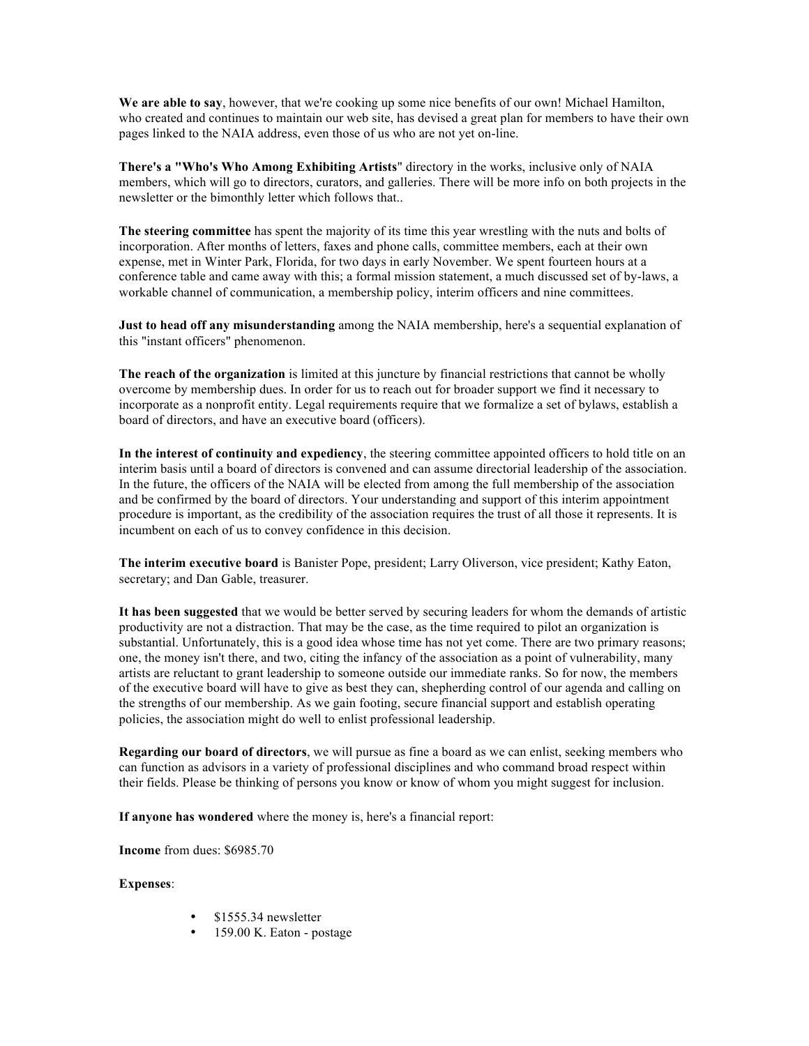**We are able to say**, however, that we're cooking up some nice benefits of our own! Michael Hamilton, who created and continues to maintain our web site, has devised a great plan for members to have their own pages linked to the NAIA address, even those of us who are not yet on-line.

**There's a "Who's Who Among Exhibiting Artists**" directory in the works, inclusive only of NAIA members, which will go to directors, curators, and galleries. There will be more info on both projects in the newsletter or the bimonthly letter which follows that..

**The steering committee** has spent the majority of its time this year wrestling with the nuts and bolts of incorporation. After months of letters, faxes and phone calls, committee members, each at their own expense, met in Winter Park, Florida, for two days in early November. We spent fourteen hours at a conference table and came away with this; a formal mission statement, a much discussed set of by-laws, a workable channel of communication, a membership policy, interim officers and nine committees.

**Just to head off any misunderstanding** among the NAIA membership, here's a sequential explanation of this "instant officers" phenomenon.

**The reach of the organization** is limited at this juncture by financial restrictions that cannot be wholly overcome by membership dues. In order for us to reach out for broader support we find it necessary to incorporate as a nonprofit entity. Legal requirements require that we formalize a set of bylaws, establish a board of directors, and have an executive board (officers).

**In the interest of continuity and expediency**, the steering committee appointed officers to hold title on an interim basis until a board of directors is convened and can assume directorial leadership of the association. In the future, the officers of the NAIA will be elected from among the full membership of the association and be confirmed by the board of directors. Your understanding and support of this interim appointment procedure is important, as the credibility of the association requires the trust of all those it represents. It is incumbent on each of us to convey confidence in this decision.

**The interim executive board** is Banister Pope, president; Larry Oliverson, vice president; Kathy Eaton, secretary; and Dan Gable, treasurer.

**It has been suggested** that we would be better served by securing leaders for whom the demands of artistic productivity are not a distraction. That may be the case, as the time required to pilot an organization is substantial. Unfortunately, this is a good idea whose time has not yet come. There are two primary reasons; one, the money isn't there, and two, citing the infancy of the association as a point of vulnerability, many artists are reluctant to grant leadership to someone outside our immediate ranks. So for now, the members of the executive board will have to give as best they can, shepherding control of our agenda and calling on the strengths of our membership. As we gain footing, secure financial support and establish operating policies, the association might do well to enlist professional leadership.

**Regarding our board of directors**, we will pursue as fine a board as we can enlist, seeking members who can function as advisors in a variety of professional disciplines and who command broad respect within their fields. Please be thinking of persons you know or know of whom you might suggest for inclusion.

**If anyone has wondered** where the money is, here's a financial report:

**Income** from dues: $6985.70

**Expenses**:

- $1555.34 newsletter
- 159.00 K. Eaton - postage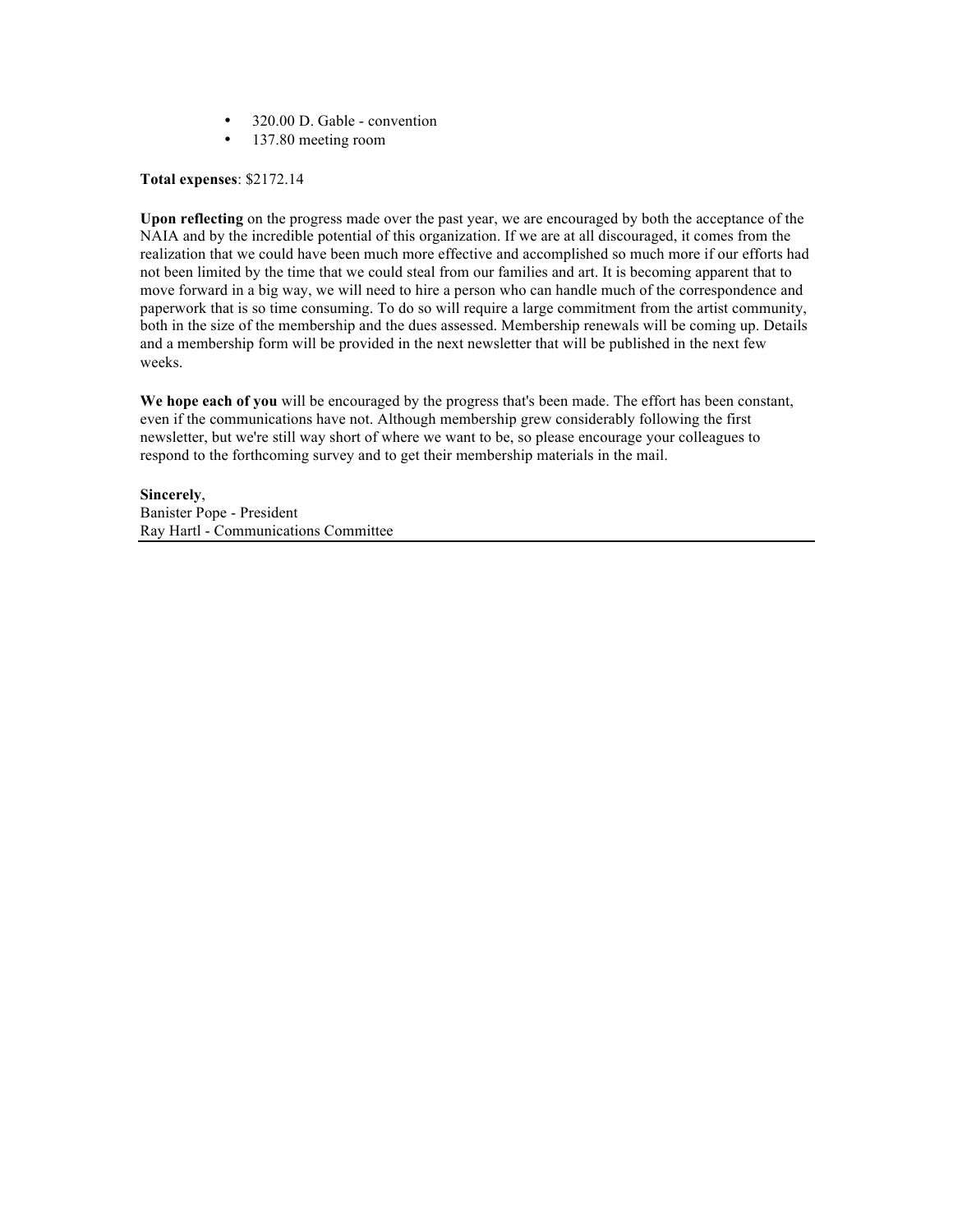- 320.00 D. Gable - convention
- 137.80 meeting room

**Total expenses**: $2172.14

**Upon reflecting** on the progress made over the past year, we are encouraged by both the acceptance of the NAIA and by the incredible potential of this organization. If we are at all discouraged, it comes from the realization that we could have been much more effective and accomplished so much more if our efforts had not been limited by the time that we could steal from our families and art. It is becoming apparent that to move forward in a big way, we will need to hire a person who can handle much of the correspondence and paperwork that is so time consuming. To do so will require a large commitment from the artist community, both in the size of the membership and the dues assessed. Membership renewals will be coming up. Details and a membership form will be provided in the next newsletter that will be published in the next few weeks.

**We hope each of you** will be encouraged by the progress that's been made. The effort has been constant, even if the communications have not. Although membership grew considerably following the first newsletter, but we're still way short of where we want to be, so please encourage your colleagues to respond to the forthcoming survey and to get their membership materials in the mail.

**Sincerely**,
Banister Pope - President
Ray Hartl - Communications Committee